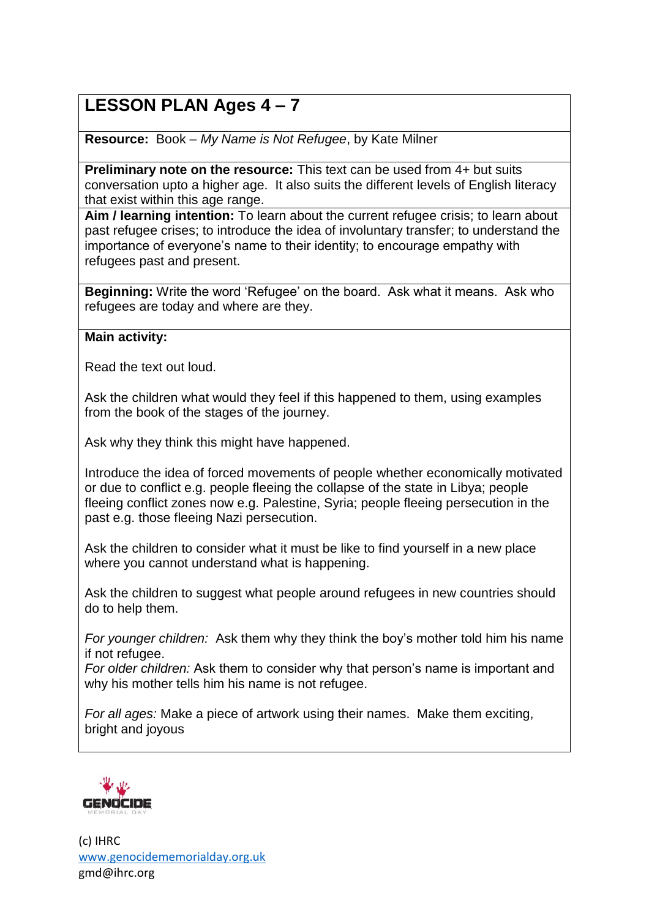# LESSON PLAN Ages 4 – 7

**Resource:** Book – *My Name is Not Refugee*, by Kate Milner

**Preliminary note on the resource:** This text can be used from 4+ but suits conversation upto a higher age. It also suits the different levels of English literacy that exist within this age range.

**Aim / learning intention:** To learn about the current refugee crisis; to learn about past refugee crises; to introduce the idea of involuntary transfer; to understand the importance of everyone's name to their identity; to encourage empathy with refugees past and present.

**Beginning:** Write the word 'Refugee' on the board. Ask what it means. Ask who refugees are today and where are they.

**Main activity:**

Read the text out loud.

Ask the children what would they feel if this happened to them, using examples from the book of the stages of the journey.

Ask why they think this might have happened.

Introduce the idea of forced movements of people whether economically motivated or due to conflict e.g. people fleeing the collapse of the state in Libya; people fleeing conflict zones now e.g. Palestine, Syria; people fleeing persecution in the past e.g. those fleeing Nazi persecution.

Ask the children to consider what it must be like to find yourself in a new place where you cannot understand what is happening.

Ask the children to suggest what people around refugees in new countries should do to help them.

*For younger children:* Ask them why they think the boy's mother told him his name if not refugee.
*For older children:* Ask them to consider why that person's name is important and why his mother tells him his name is not refugee.

*For all ages:* Make a piece of artwork using their names. Make them exciting, bright and joyous

GENOCIDE MEMORIAL DAY

(c) IHRC
www.genocidememorialday.org.uk
gmd@ihrc.org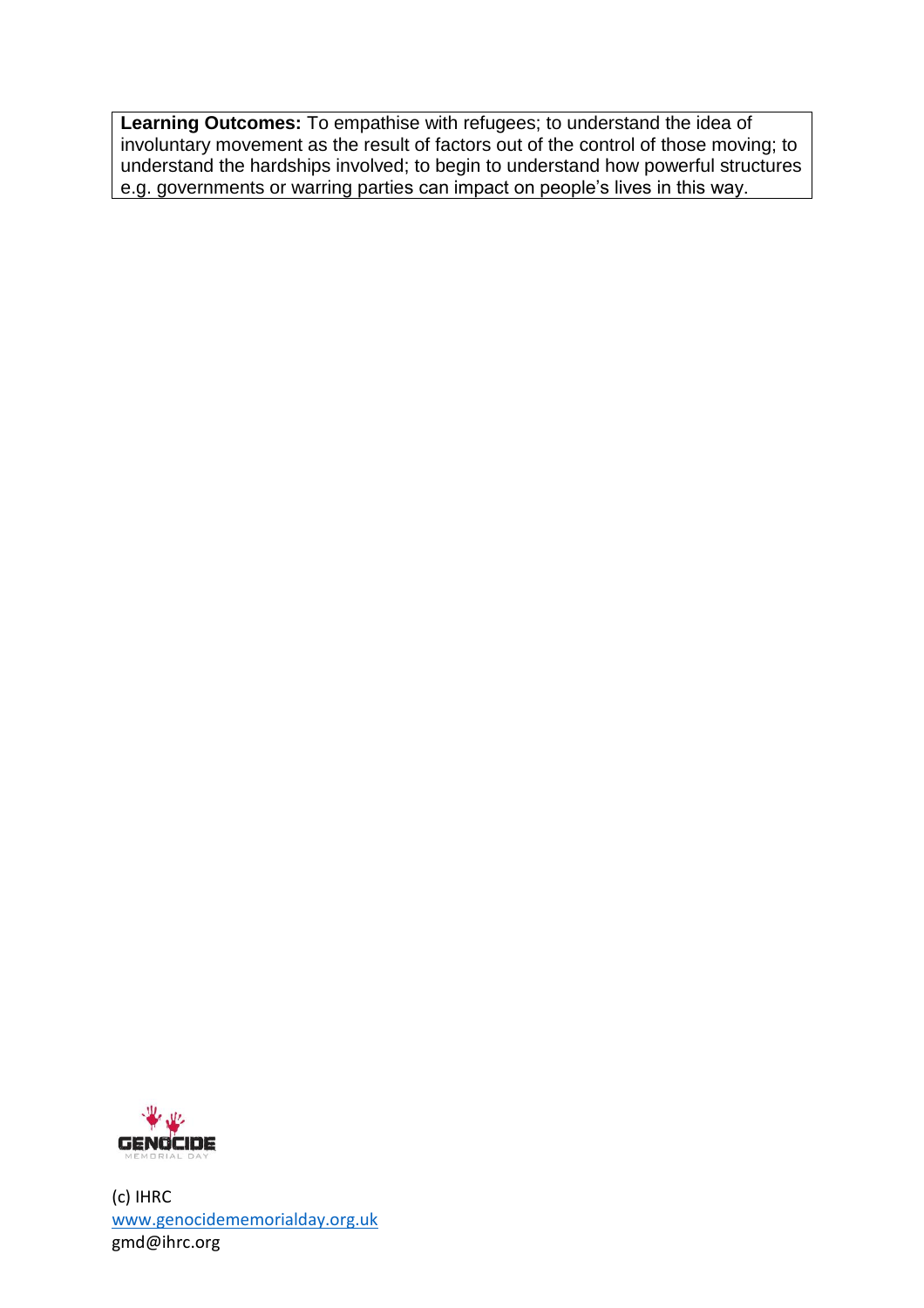**Learning Outcomes:** To empathise with refugees; to understand the idea of involuntary movement as the result of factors out of the control of those moving; to understand the hardships involved; to begin to understand how powerful structures e.g. governments or warring parties can impact on people's lives in this way.

GENOCIDE MEMORIAL DAY

(c) IHRC
www.genocidememorialday.org.uk
gmd@ihrc.org